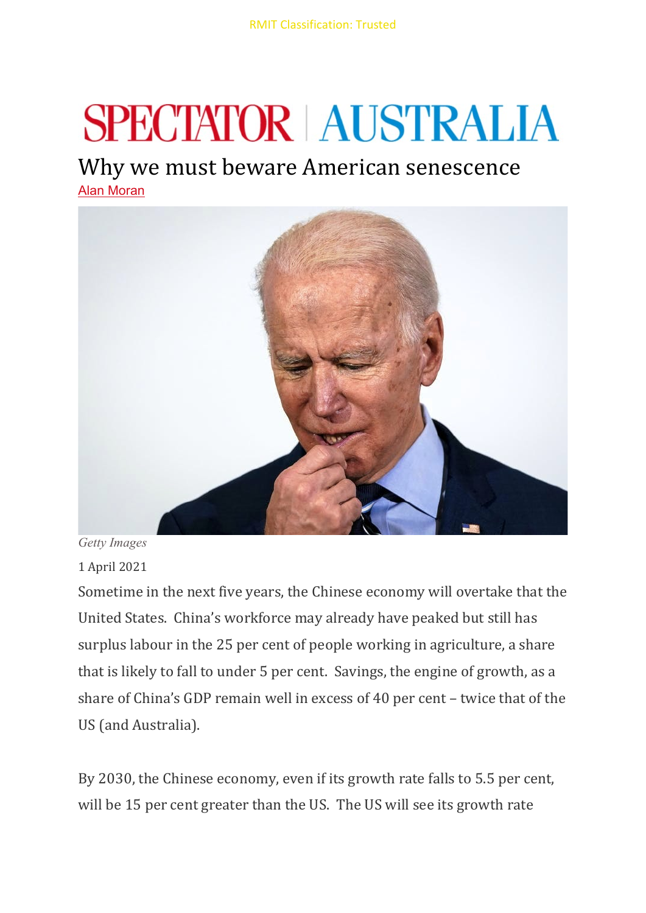RMIT Classification: Trusted

SPECTATOR | AUSTRALIA

# Why we must beware American senescence

Alan Moran

*Getty Images*

1 April 2021

Sometime in the next five years, the Chinese economy will overtake that the United States. China's workforce may already have peaked but still has surplus labour in the 25 per cent of people working in agriculture, a share that is likely to fall to under 5 per cent. Savings, the engine of growth, as a share of China's GDP remain well in excess of 40 per cent – twice that of the US (and Australia).

By 2030, the Chinese economy, even if its growth rate falls to 5.5 per cent, will be 15 per cent greater than the US. The US will see its growth rate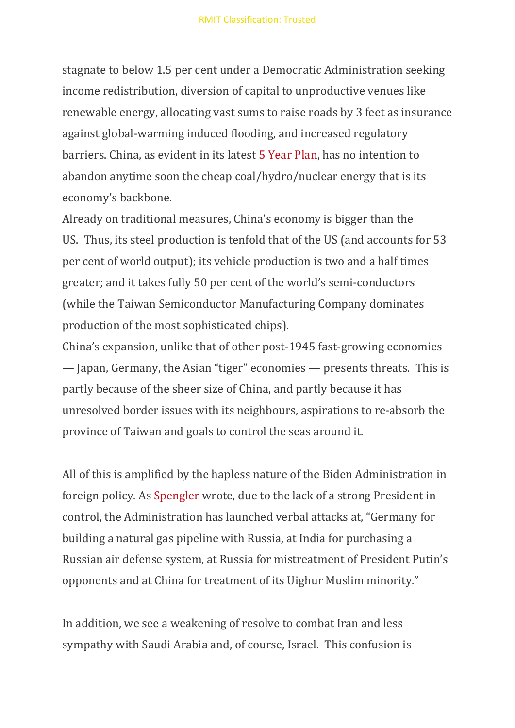stagnate to below 1.5 per cent under a Democratic Administration seeking income redistribution, diversion of capital to unproductive venues like renewable energy, allocating vast sums to raise roads by 3 feet as insurance against global-warming induced flooding, and increased regulatory barriers. China, as evident in its latest 5 Year Plan, has no intention to abandon anytime soon the cheap coal/hydro/nuclear energy that is its economy's backbone.

Already on traditional measures, China's economy is bigger than the US. Thus, its steel production is tenfold that of the US (and accounts for 53 per cent of world output); its vehicle production is two and a half times greater; and it takes fully 50 per cent of the world's semi-conductors (while the Taiwan Semiconductor Manufacturing Company dominates production of the most sophisticated chips).

China's expansion, unlike that of other post-1945 fast-growing economies — Japan, Germany, the Asian "tiger" economies — presents threats. This is partly because of the sheer size of China, and partly because it has unresolved border issues with its neighbours, aspirations to re-absorb the province of Taiwan and goals to control the seas around it.

All of this is amplified by the hapless nature of the Biden Administration in foreign policy. As Spengler wrote, due to the lack of a strong President in control, the Administration has launched verbal attacks at, "Germany for building a natural gas pipeline with Russia, at India for purchasing a Russian air defense system, at Russia for mistreatment of President Putin's opponents and at China for treatment of its Uighur Muslim minority."

In addition, we see a weakening of resolve to combat Iran and less sympathy with Saudi Arabia and, of course, Israel. This confusion is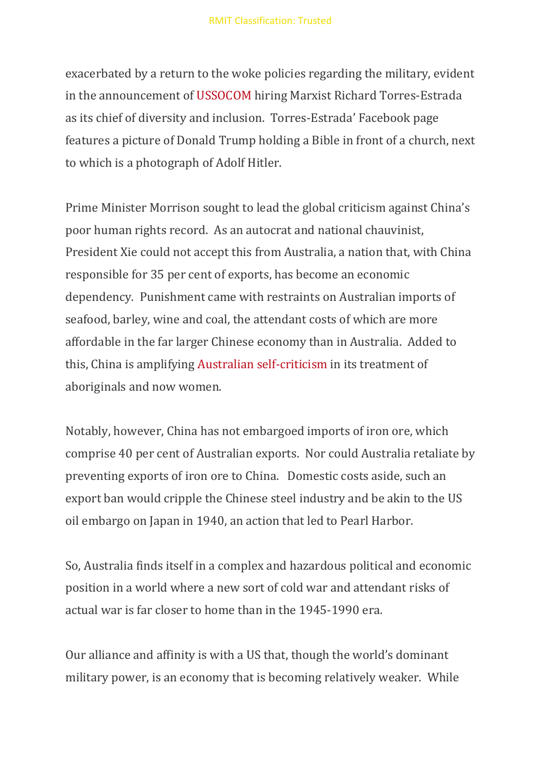exacerbated by a return to the woke policies regarding the military, evident in the announcement of USSOCOM hiring Marxist Richard Torres-Estrada as its chief of diversity and inclusion. Torres-Estrada' Facebook page features a picture of Donald Trump holding a Bible in front of a church, next to which is a photograph of Adolf Hitler.

Prime Minister Morrison sought to lead the global criticism against China's poor human rights record. As an autocrat and national chauvinist, President Xie could not accept this from Australia, a nation that, with China responsible for 35 per cent of exports, has become an economic dependency. Punishment came with restraints on Australian imports of seafood, barley, wine and coal, the attendant costs of which are more affordable in the far larger Chinese economy than in Australia. Added to this, China is amplifying Australian self-criticism in its treatment of aboriginals and now women.

Notably, however, China has not embargoed imports of iron ore, which comprise 40 per cent of Australian exports. Nor could Australia retaliate by preventing exports of iron ore to China. Domestic costs aside, such an export ban would cripple the Chinese steel industry and be akin to the US oil embargo on Japan in 1940, an action that led to Pearl Harbor.

So, Australia finds itself in a complex and hazardous political and economic position in a world where a new sort of cold war and attendant risks of actual war is far closer to home than in the 1945-1990 era.

Our alliance and affinity is with a US that, though the world's dominant military power, is an economy that is becoming relatively weaker. While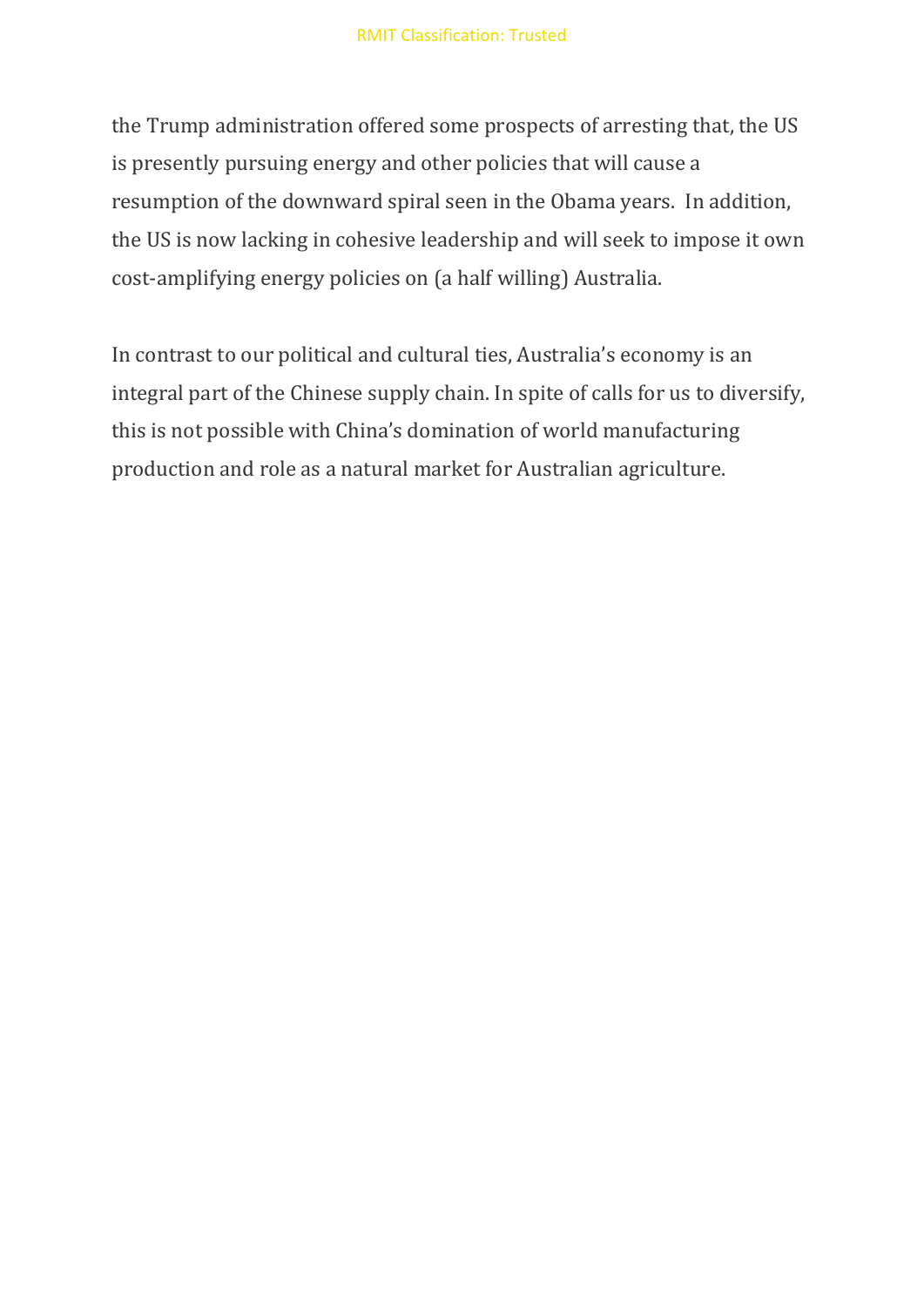the Trump administration offered some prospects of arresting that, the US is presently pursuing energy and other policies that will cause a resumption of the downward spiral seen in the Obama years. In addition, the US is now lacking in cohesive leadership and will seek to impose it own cost-amplifying energy policies on (a half willing) Australia.

In contrast to our political and cultural ties, Australia's economy is an integral part of the Chinese supply chain. In spite of calls for us to diversify, this is not possible with China's domination of world manufacturing production and role as a natural market for Australian agriculture.